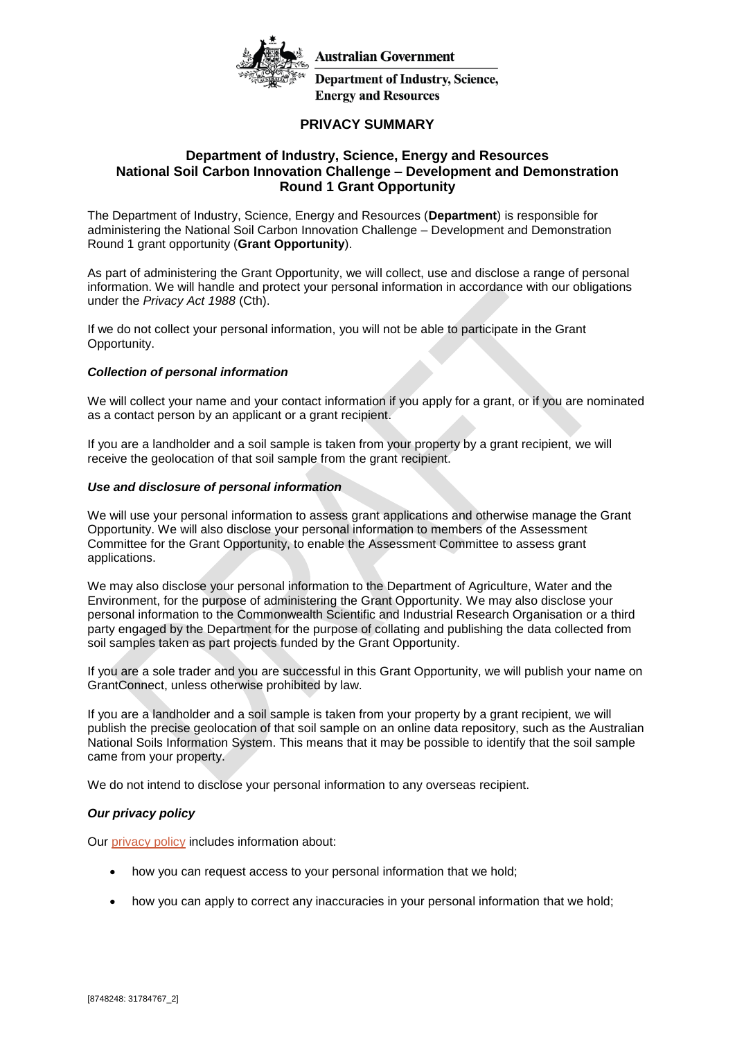Australian Government

Department of Industry, Science, Energy and Resources

# PRIVACY SUMMARY

## Department of Industry, Science, Energy and Resources
## National Soil Carbon Innovation Challenge – Development and Demonstration
## Round 1 Grant Opportunity

The Department of Industry, Science, Energy and Resources (**Department**) is responsible for administering the National Soil Carbon Innovation Challenge – Development and Demonstration Round 1 grant opportunity (**Grant Opportunity**).

As part of administering the Grant Opportunity, we will collect, use and disclose a range of personal information. We will handle and protect your personal information in accordance with our obligations under the *Privacy Act 1988* (Cth).

If we do not collect your personal information, you will not be able to participate in the Grant Opportunity.

### *Collection of personal information*

We will collect your name and your contact information if you apply for a grant, or if you are nominated as a contact person by an applicant or a grant recipient.

If you are a landholder and a soil sample is taken from your property by a grant recipient, we will receive the geolocation of that soil sample from the grant recipient.

### *Use and disclosure of personal information*

We will use your personal information to assess grant applications and otherwise manage the Grant Opportunity. We will also disclose your personal information to members of the Assessment Committee for the Grant Opportunity, to enable the Assessment Committee to assess grant applications.

We may also disclose your personal information to the Department of Agriculture, Water and the Environment, for the purpose of administering the Grant Opportunity. We may also disclose your personal information to the Commonwealth Scientific and Industrial Research Organisation or a third party engaged by the Department for the purpose of collating and publishing the data collected from soil samples taken as part projects funded by the Grant Opportunity.

If you are a sole trader and you are successful in this Grant Opportunity, we will publish your name on GrantConnect, unless otherwise prohibited by law.

If you are a landholder and a soil sample is taken from your property by a grant recipient, we will publish the precise geolocation of that soil sample on an online data repository, such as the Australian National Soils Information System. This means that it may be possible to identify that the soil sample came from your property.

We do not intend to disclose your personal information to any overseas recipient.

### *Our privacy policy*

Our privacy policy includes information about:

- how you can request access to your personal information that we hold;
- how you can apply to correct any inaccuracies in your personal information that we hold;

[8748248: 31784767_2]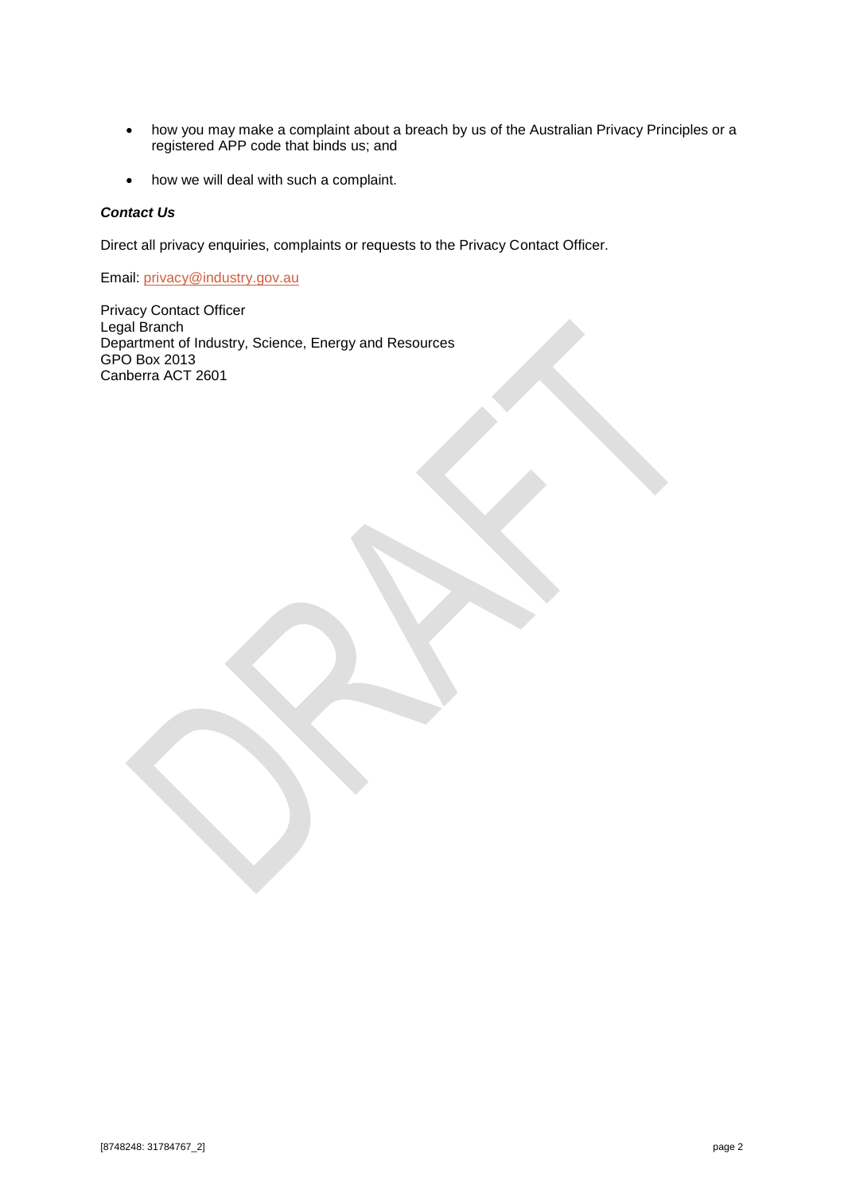- how you may make a complaint about a breach by us of the Australian Privacy Principles or a registered APP code that binds us; and
- how we will deal with such a complaint.

***Contact Us***

Direct all privacy enquiries, complaints or requests to the Privacy Contact Officer.

Email: privacy@industry.gov.au

Privacy Contact Officer
Legal Branch
Department of Industry, Science, Energy and Resources
GPO Box 2013
Canberra ACT 2601